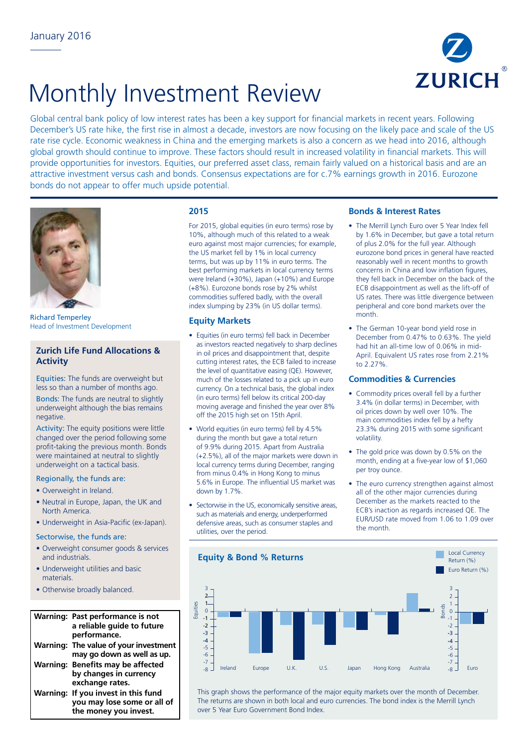January 2016

# Monthly Investment Review

Global central bank policy of low interest rates has been a key support for financial markets in recent years. Following December's US rate hike, the first rise in almost a decade, investors are now focusing on the likely pace and scale of the US rate rise cycle. Economic weakness in China and the emerging markets is also a concern as we head into 2016, although global growth should continue to improve. These factors should result in increased volatility in financial markets. This will provide opportunities for investors. Equities, our preferred asset class, remain fairly valued on a historical basis and are an attractive investment versus cash and bonds. Consensus expectations are for c.7% earnings growth in 2016. Eurozone bonds do not appear to offer much upside potential.

Richard Temperley
Head of Investment Development

## Zurich Life Fund Allocations & Activity

Equities: The funds are overweight but less so than a number of months ago.

Bonds: The funds are neutral to slightly underweight although the bias remains negative.

Activity: The equity positions were little changed over the period following some profit-taking the previous month. Bonds were maintained at neutral to slightly underweight on a tactical basis.

Regionally, the funds are:

- Overweight in Ireland.
- Neutral in Europe, Japan, the UK and North America.
- Underweight in Asia-Pacific (ex-Japan).

Sectorwise, the funds are:

- Overweight consumer goods & services and industrials.
- Underweight utilities and basic materials.
- Otherwise broadly balanced.

| | |
|---|---|
| **Warning:** | **Past performance is not a reliable guide to future performance.** |
| **Warning:** | **The value of your investment may go down as well as up.** |
| **Warning:** | **Benefits may be affected by changes in currency exchange rates.** |
| **Warning:** | **If you invest in this fund you may lose some or all of the money you invest.** |

## 2015

For 2015, global equities (in euro terms) rose by 10%, although much of this related to a weak euro against most major currencies; for example, the US market fell by 1% in local currency terms, but was up by 11% in euro terms. The best performing markets in local currency terms were Ireland (+30%), Japan (+10%) and Europe (+8%). Eurozone bonds rose by 2% whilst commodities suffered badly, with the overall index slumping by 23% (in US dollar terms).

## Equity Markets

- Equities (in euro terms) fell back in December as investors reacted negatively to sharp declines in oil prices and disappointment that, despite cutting interest rates, the ECB failed to increase the level of quantitative easing (QE). However, much of the losses related to a pick up in euro currency. On a technical basis, the global index (in euro terms) fell below its critical 200-day moving average and finished the year over 8% off the 2015 high set on 15th April.
- World equities (in euro terms) fell by 4.5% during the month but gave a total return of 9.9% during 2015. Apart from Australia (+2.5%), all of the major markets were down in local currency terms during December, ranging from minus 0.4% in Hong Kong to minus 5.6% in Europe. The influential US market was down by 1.7%.
- Sectorwise in the US, economically sensitive areas, such as materials and energy, underperformed defensive areas, such as consumer staples and utilities, over the period.

## Bonds & Interest Rates

- The Merrill Lynch Euro over 5 Year Index fell by 1.6% in December, but gave a total return of plus 2.0% for the full year. Although eurozone bond prices in general have reacted reasonably well in recent months to growth concerns in China and low inflation figures, they fell back in December on the back of the ECB disappointment as well as the lift-off of US rates. There was little divergence between peripheral and core bond markets over the month.
- The German 10-year bond yield rose in December from 0.47% to 0.63%. The yield had hit an all-time low of 0.06% in mid-April. Equivalent US rates rose from 2.21% to 2.27%.

## Commodities & Currencies

- Commodity prices overall fell by a further 3.4% (in dollar terms) in December, with oil prices down by well over 10%. The main commodities index fell by a hefty 23.3% during 2015 with some significant volatility.
- The gold price was down by 0.5% on the month, ending at a five-year low of $1,060 per troy ounce.
- The euro currency strengthen against almost all of the other major currencies during December as the markets reacted to the ECB's inaction as regards increased QE. The EUR/USD rate moved from 1.06 to 1.09 over the month.

## Equity & Bond % Returns

Legend: Local Currency Return (%); Euro Return (%)

Equities: Ireland, Europe, U.K., U.S., Japan, Hong Kong, Australia. Bonds: Euro.

This graph shows the performance of the major equity markets over the month of December. The returns are shown in both local and euro currencies. The bond index is the Merrill Lynch over 5 Year Euro Government Bond Index.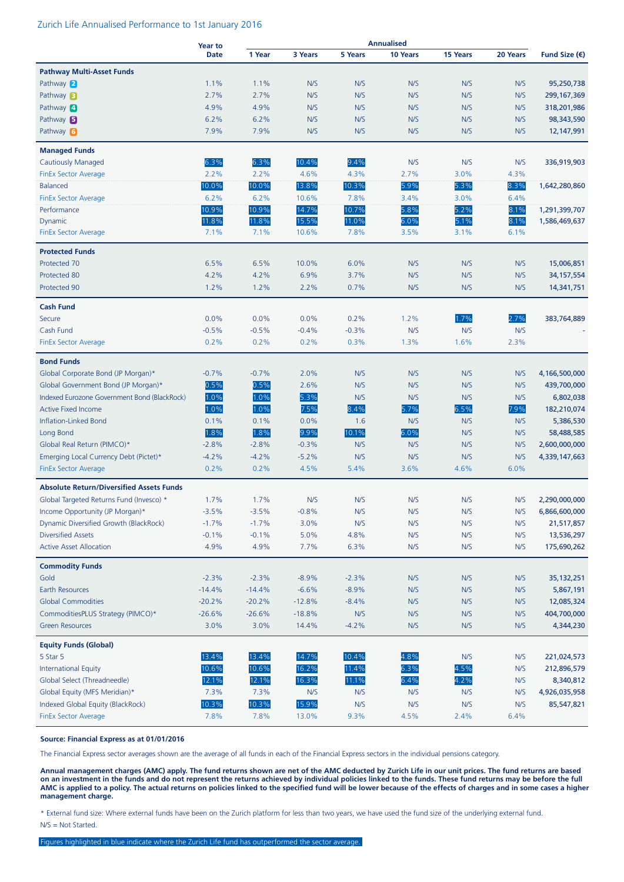Zurich Life Annualised Performance to 1st January 2016

| | Year to Date | Annualised | | | | | | Fund Size (€) |
|---|---|---|---|---|---|---|---|---|
| | | 1 Year | 3 Years | 5 Years | 10 Years | 15 Years | 20 Years | |
| **Pathway Multi-Asset Funds** | | | | | | | | |
| Pathway 2 | 1.1% | 1.1% | N/S | N/S | N/S | N/S | N/S | 95,250,738 |
| Pathway 3 | 2.7% | 2.7% | N/S | N/S | N/S | N/S | N/S | 299,167,369 |
| Pathway 4 | 4.9% | 4.9% | N/S | N/S | N/S | N/S | N/S | 318,201,986 |
| Pathway 5 | 6.2% | 6.2% | N/S | N/S | N/S | N/S | N/S | 98,343,590 |
| Pathway 6 | 7.9% | 7.9% | N/S | N/S | N/S | N/S | N/S | 12,147,991 |
| **Managed Funds** | | | | | | | | |
| Cautiously Managed | 6.3% | 6.3% | 10.4% | 9.4% | N/S | N/S | N/S | 336,919,903 |
| FinEx Sector Average | 2.2% | 2.2% | 4.6% | 4.3% | 2.7% | 3.0% | 4.3% | |
| Balanced | 10.0% | 10.0% | 13.8% | 10.3% | 5.9% | 5.3% | 8.3% | 1,642,280,860 |
| FinEx Sector Average | 6.2% | 6.2% | 10.6% | 7.8% | 3.4% | 3.0% | 6.4% | |
| Performance | 10.9% | 10.9% | 14.7% | 10.7% | 5.8% | 5.2% | 8.1% | 1,291,399,707 |
| Dynamic | 11.8% | 11.8% | 15.5% | 11.0% | 6.0% | 5.1% | 8.1% | 1,586,469,637 |
| FinEx Sector Average | 7.1% | 7.1% | 10.6% | 7.8% | 3.5% | 3.1% | 6.1% | |
| **Protected Funds** | | | | | | | | |
| Protected 70 | 6.5% | 6.5% | 10.0% | 6.0% | N/S | N/S | N/S | 15,006,851 |
| Protected 80 | 4.2% | 4.2% | 6.9% | 3.7% | N/S | N/S | N/S | 34,157,554 |
| Protected 90 | 1.2% | 1.2% | 2.2% | 0.7% | N/S | N/S | N/S | 14,341,751 |
| **Cash Fund** | | | | | | | | |
| Secure | 0.0% | 0.0% | 0.0% | 0.2% | 1.2% | 1.7% | 2.7% | 383,764,889 |
| Cash Fund | -0.5% | -0.5% | -0.4% | -0.3% | N/S | N/S | N/S | - |
| FinEx Sector Average | 0.2% | 0.2% | 0.2% | 0.3% | 1.3% | 1.6% | 2.3% | |
| **Bond Funds** | | | | | | | | |
| Global Corporate Bond (JP Morgan)* | -0.7% | -0.7% | 2.0% | N/S | N/S | N/S | N/S | 4,166,500,000 |
| Global Government Bond (JP Morgan)* | 0.5% | 0.5% | 2.6% | N/S | N/S | N/S | N/S | 439,700,000 |
| Indexed Eurozone Government Bond (BlackRock) | 1.0% | 1.0% | 5.3% | N/S | N/S | N/S | N/S | 6,802,038 |
| Active Fixed Income | 1.0% | 1.0% | 7.5% | 8.4% | 5.7% | 6.5% | 7.9% | 182,210,074 |
| Inflation-Linked Bond | 0.1% | 0.1% | 0.0% | 1.6 | N/S | N/S | N/S | 5,386,530 |
| Long Bond | 1.8% | 1.8% | 9.9% | 10.1% | 6.0% | N/S | N/S | 58,488,585 |
| Global Real Return (PIMCO)* | -2.8% | -2.8% | -0.3% | N/S | N/S | N/S | N/S | 2,600,000,000 |
| Emerging Local Currency Debt (Pictet)* | -4.2% | -4.2% | -5.2% | N/S | N/S | N/S | N/S | 4,339,147,663 |
| FinEx Sector Average | 0.2% | 0.2% | 4.5% | 5.4% | 3.6% | 4.6% | 6.0% | |
| **Absolute Return/Diversified Assets Funds** | | | | | | | | |
| Global Targeted Returns Fund (Invesco) * | 1.7% | 1.7% | N/S | N/S | N/S | N/S | N/S | 2,290,000,000 |
| Income Opportunity (JP Morgan)* | -3.5% | -3.5% | -0.8% | N/S | N/S | N/S | N/S | 6,866,600,000 |
| Dynamic Diversified Growth (BlackRock) | -1.7% | -1.7% | 3.0% | N/S | N/S | N/S | N/S | 21,517,857 |
| Diversified Assets | -0.1% | -0.1% | 5.0% | 4.8% | N/S | N/S | N/S | 13,536,297 |
| Active Asset Allocation | 4.9% | 4.9% | 7.7% | 6.3% | N/S | N/S | N/S | 175,690,262 |
| **Commodity Funds** | | | | | | | | |
| Gold | -2.3% | -2.3% | -8.9% | -2.3% | N/S | N/S | N/S | 35,132,251 |
| Earth Resources | -14.4% | -14.4% | -6.6% | -8.9% | N/S | N/S | N/S | 5,867,191 |
| Global Commodities | -20.2% | -20.2% | -12.8% | -8.4% | N/S | N/S | N/S | 12,085,324 |
| CommoditiesPLUS Strategy (PIMCO)* | -26.6% | -26.6% | -18.8% | N/S | N/S | N/S | N/S | 404,700,000 |
| Green Resources | 3.0% | 3.0% | 14.4% | -4.2% | N/S | N/S | N/S | 4,344,230 |
| **Equity Funds (Global)** | | | | | | | | |
| 5 Star 5 | 13.4% | 13.4% | 14.7% | 10.4% | 4.8% | N/S | N/S | 221,024,573 |
| International Equity | 10.6% | 10.6% | 16.2% | 11.4% | 6.3% | 4.5% | N/S | 212,896,579 |
| Global Select (Threadneedle) | 12.1% | 12.1% | 16.3% | 11.1% | 6.4% | 4.2% | N/S | 8,340,812 |
| Global Equity (MFS Meridian)* | 7.3% | 7.3% | N/S | N/S | N/S | N/S | N/S | 4,926,035,958 |
| Indexed Global Equity (BlackRock) | 10.3% | 10.3% | 15.9% | N/S | N/S | N/S | N/S | 85,547,821 |
| FinEx Sector Average | 7.8% | 7.8% | 13.0% | 9.3% | 4.5% | 2.4% | 6.4% | |

**Source: Financial Express as at 01/01/2016**

The Financial Express sector averages shown are the average of all funds in each of the Financial Express sectors in the individual pensions category.

**Annual management charges (AMC) apply. The fund returns shown are net of the AMC deducted by Zurich Life in our unit prices. The fund returns are based on an investment in the funds and do not represent the returns achieved by individual policies linked to the funds. These fund returns may be before the full AMC is applied to a policy. The actual returns on policies linked to the specified fund will be lower because of the effects of charges and in some cases a higher management charge.**

* External fund size: Where external funds have been on the Zurich platform for less than two years, we have used the fund size of the underlying external fund.

N/S = Not Started.

Figures highlighted in blue indicate where the Zurich Life fund has outperformed the sector average.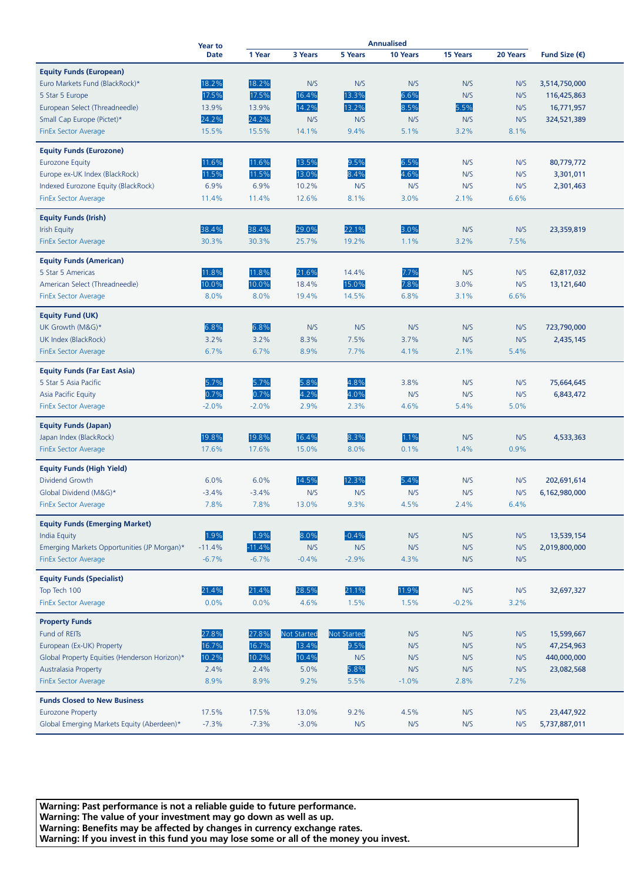| | Year to Date | Annualised | | | | | | Fund Size (€) |
|---|---|---|---|---|---|---|---|---|
| | | 1 Year | 3 Years | 5 Years | 10 Years | 15 Years | 20 Years | |
| **Equity Funds (European)** | | | | | | | | |
| Euro Markets Fund (BlackRock)* | 18.2% | 18.2% | N/S | N/S | N/S | N/S | N/S | 3,514,750,000 |
| 5 Star 5 Europe | 17.5% | 17.5% | 16.4% | 13.3% | 6.6% | N/S | N/S | 116,425,863 |
| European Select (Threadneedle) | 13.9% | 13.9% | 14.2% | 13.2% | 8.5% | 5.5% | N/S | 16,771,957 |
| Small Cap Europe (Pictet)* | 24.2% | 24.2% | N/S | N/S | N/S | N/S | N/S | 324,521,389 |
| FinEx Sector Average | 15.5% | 15.5% | 14.1% | 9.4% | 5.1% | 3.2% | 8.1% | |
| **Equity Funds (Eurozone)** | | | | | | | | |
| Eurozone Equity | 11.6% | 11.6% | 13.5% | 9.5% | 6.5% | N/S | N/S | 80,779,772 |
| Europe ex-UK Index (BlackRock) | 11.5% | 11.5% | 13.0% | 8.4% | 4.6% | N/S | N/S | 3,301,011 |
| Indexed Eurozone Equity (BlackRock) | 6.9% | 6.9% | 10.2% | N/S | N/S | N/S | N/S | 2,301,463 |
| FinEx Sector Average | 11.4% | 11.4% | 12.6% | 8.1% | 3.0% | 2.1% | 6.6% | |
| **Equity Funds (Irish)** | | | | | | | | |
| Irish Equity | 38.4% | 38.4% | 29.0% | 22.1% | 3.0% | N/S | N/S | 23,359,819 |
| FinEx Sector Average | 30.3% | 30.3% | 25.7% | 19.2% | 1.1% | 3.2% | 7.5% | |
| **Equity Funds (American)** | | | | | | | | |
| 5 Star 5 Americas | 11.8% | 11.8% | 21.6% | 14.4% | 7.7% | N/S | N/S | 62,817,032 |
| American Select (Threadneedle) | 10.0% | 10.0% | 18.4% | 15.0% | 7.8% | 3.0% | N/S | 13,121,640 |
| FinEx Sector Average | 8.0% | 8.0% | 19.4% | 14.5% | 6.8% | 3.1% | 6.6% | |
| **Equity Fund (UK)** | | | | | | | | |
| UK Growth (M&G)* | 6.8% | 6.8% | N/S | N/S | N/S | N/S | N/S | 723,790,000 |
| UK Index (BlackRock) | 3.2% | 3.2% | 8.3% | 7.5% | 3.7% | N/S | N/S | 2,435,145 |
| FinEx Sector Average | 6.7% | 6.7% | 8.9% | 7.7% | 4.1% | 2.1% | 5.4% | |
| **Equity Funds (Far East Asia)** | | | | | | | | |
| 5 Star 5 Asia Pacific | 5.7% | 5.7% | 5.8% | 4.8% | 3.8% | N/S | N/S | 75,664,645 |
| Asia Pacific Equity | 0.7% | 0.7% | 4.2% | 4.0% | N/S | N/S | N/S | 6,843,472 |
| FinEx Sector Average | -2.0% | -2.0% | 2.9% | 2.3% | 4.6% | 5.4% | 5.0% | |
| **Equity Funds (Japan)** | | | | | | | | |
| Japan Index (BlackRock) | 19.8% | 19.8% | 16.4% | 8.3% | 1.1% | N/S | N/S | 4,533,363 |
| FinEx Sector Average | 17.6% | 17.6% | 15.0% | 8.0% | 0.1% | 1.4% | 0.9% | |
| **Equity Funds (High Yield)** | | | | | | | | |
| Dividend Growth | 6.0% | 6.0% | 14.5% | 12.3% | 5.4% | N/S | N/S | 202,691,614 |
| Global Dividend (M&G)* | -3.4% | -3.4% | N/S | N/S | N/S | N/S | N/S | 6,162,980,000 |
| FinEx Sector Average | 7.8% | 7.8% | 13.0% | 9.3% | 4.5% | 2.4% | 6.4% | |
| **Equity Funds (Emerging Market)** | | | | | | | | |
| India Equity | 1.9% | 1.9% | 8.0% | -0.4% | N/S | N/S | N/S | 13,539,154 |
| Emerging Markets Opportunities (JP Morgan)* | -11.4% | -11.4% | N/S | N/S | N/S | N/S | N/S | 2,019,800,000 |
| FinEx Sector Average | -6.7% | -6.7% | -0.4% | -2.9% | 4.3% | N/S | N/S | |
| **Equity Funds (Specialist)** | | | | | | | | |
| Top Tech 100 | 21.4% | 21.4% | 28.5% | 21.1% | 11.9% | N/S | N/S | 32,697,327 |
| FinEx Sector Average | 0.0% | 0.0% | 4.6% | 1.5% | 1.5% | -0.2% | 3.2% | |
| **Property Funds** | | | | | | | | |
| Fund of REITs | 27.8% | 27.8% | Not Started | Not Started | N/S | N/S | N/S | 15,599,667 |
| European (Ex-UK) Property | 16.7% | 16.7% | 13.4% | 9.5% | N/S | N/S | N/S | 47,254,963 |
| Global Property Equities (Henderson Horizon)* | 10.2% | 10.2% | 10.4% | N/S | N/S | N/S | N/S | 440,000,000 |
| Australasia Property | 2.4% | 2.4% | 5.0% | 5.8% | N/S | N/S | N/S | 23,082,568 |
| FinEx Sector Average | 8.9% | 8.9% | 9.2% | 5.5% | -1.0% | 2.8% | 7.2% | |
| **Funds Closed to New Business** | | | | | | | | |
| Eurozone Property | 17.5% | 17.5% | 13.0% | 9.2% | 4.5% | N/S | N/S | 23,447,922 |
| Global Emerging Markets Equity (Aberdeen)* | -7.3% | -7.3% | -3.0% | N/S | N/S | N/S | N/S | 5,737,887,011 |

**Warning: Past performance is not a reliable guide to future performance.**
**Warning: The value of your investment may go down as well as up.**
**Warning: Benefits may be affected by changes in currency exchange rates.**
**Warning: If you invest in this fund you may lose some or all of the money you invest.**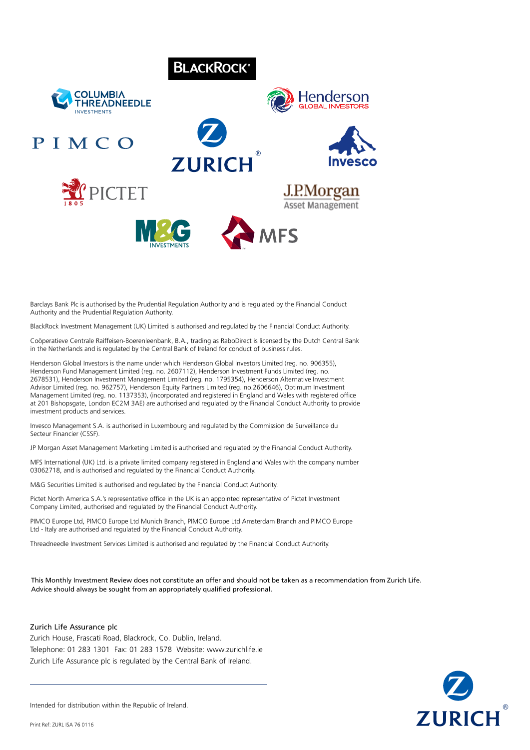Barclays Bank Plc is authorised by the Prudential Regulation Authority and is regulated by the Financial Conduct Authority and the Prudential Regulation Authority.

BlackRock Investment Management (UK) Limited is authorised and regulated by the Financial Conduct Authority.

Coöperatieve Centrale Raiffeisen-Boerenleenbank, B.A., trading as RaboDirect is licensed by the Dutch Central Bank in the Netherlands and is regulated by the Central Bank of Ireland for conduct of business rules.

Henderson Global Investors is the name under which Henderson Global Investors Limited (reg. no. 906355), Henderson Fund Management Limited (reg. no. 2607112), Henderson Investment Funds Limited (reg. no. 2678531), Henderson Investment Management Limited (reg. no. 1795354), Henderson Alternative Investment Advisor Limited (reg. no. 962757), Henderson Equity Partners Limited (reg. no.2606646), Optimum Investment Management Limited (reg. no. 1137353), (incorporated and registered in England and Wales with registered office at 201 Bishopsgate, London EC2M 3AE) are authorised and regulated by the Financial Conduct Authority to provide investment products and services.

Invesco Management S.A. is authorised in Luxembourg and regulated by the Commission de Surveillance du Secteur Financier (CSSF).

JP Morgan Asset Management Marketing Limited is authorised and regulated by the Financial Conduct Authority.

MFS International (UK) Ltd. is a private limited company registered in England and Wales with the company number 03062718, and is authorised and regulated by the Financial Conduct Authority.

M&G Securities Limited is authorised and regulated by the Financial Conduct Authority.

Pictet North America S.A.'s representative office in the UK is an appointed representative of Pictet Investment Company Limited, authorised and regulated by the Financial Conduct Authority.

PIMCO Europe Ltd, PIMCO Europe Ltd Munich Branch, PIMCO Europe Ltd Amsterdam Branch and PIMCO Europe Ltd - Italy are authorised and regulated by the Financial Conduct Authority.

Threadneedle Investment Services Limited is authorised and regulated by the Financial Conduct Authority.

This Monthly Investment Review does not constitute an offer and should not be taken as a recommendation from Zurich Life. Advice should always be sought from an appropriately qualified professional.

Zurich Life Assurance plc
Zurich House, Frascati Road, Blackrock, Co. Dublin, Ireland.
Telephone: 01 283 1301 Fax: 01 283 1578 Website: www.zurichlife.ie
Zurich Life Assurance plc is regulated by the Central Bank of Ireland.

Intended for distribution within the Republic of Ireland.

Print Ref: ZURL ISA 76 0116